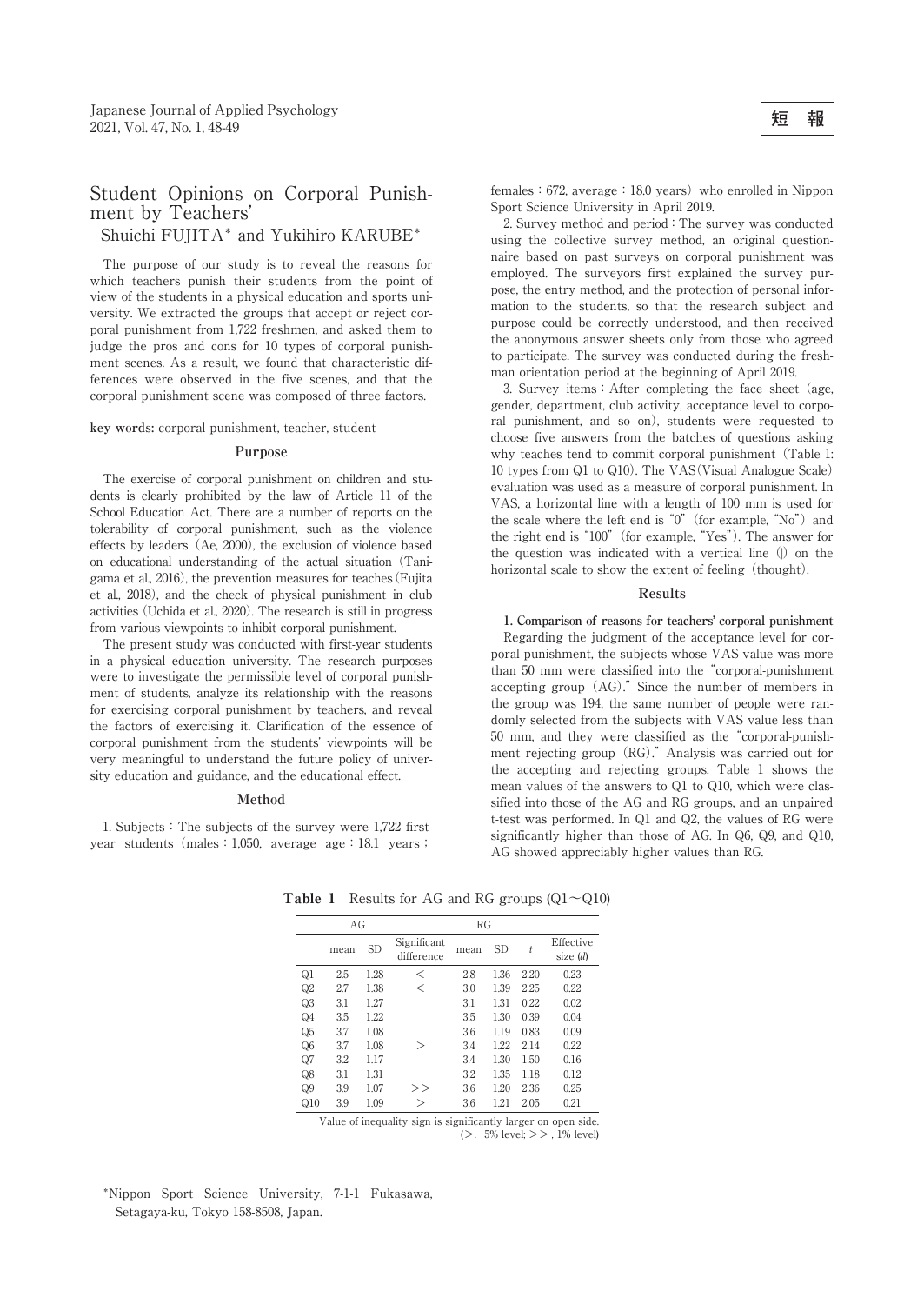短　報

# Student Opinions on Corporal Punishment by Teachers'

Shuichi FUJITA* and Yukihiro KARUBE*

The purpose of our study is to reveal the reasons for which teachers punish their students from the point of view of the students in a physical education and sports university. We extracted the groups that accept or reject corporal punishment from 1,722 freshmen, and asked them to judge the pros and cons for 10 types of corporal punishment scenes. As a result, we found that characteristic differences were observed in the five scenes, and that the corporal punishment scene was composed of three factors.

**key words:** corporal punishment, teacher, student

## Purpose

The exercise of corporal punishment on children and students is clearly prohibited by the law of Article 11 of the School Education Act. There are a number of reports on the tolerability of corporal punishment, such as the violence effects by leaders (Ae, 2000), the exclusion of violence based on educational understanding of the actual situation (Tanigama et al., 2016), the prevention measures for teaches (Fujita et al., 2018), and the check of physical punishment in club activities (Uchida et al., 2020). The research is still in progress from various viewpoints to inhibit corporal punishment.

The present study was conducted with first-year students in a physical education university. The research purposes were to investigate the permissible level of corporal punishment of students, analyze its relationship with the reasons for exercising corporal punishment by teachers, and reveal the factors of exercising it. Clarification of the essence of corporal punishment from the students' viewpoints will be very meaningful to understand the future policy of university education and guidance, and the educational effect.

## Method

1. Subjects : The subjects of the survey were 1,722 first-year students (males : 1,050, average age : 18.1 years ; females : 672, average : 18.0 years) who enrolled in Nippon Sport Science University in April 2019.

2. Survey method and period : The survey was conducted using the collective survey method, an original questionnaire based on past surveys on corporal punishment was employed. The surveyors first explained the survey purpose, the entry method, and the protection of personal information to the students, so that the research subject and purpose could be correctly understood, and then received the anonymous answer sheets only from those who agreed to participate. The survey was conducted during the freshman orientation period at the beginning of April 2019.

3. Survey items : After completing the face sheet (age, gender, department, club activity, acceptance level to corporal punishment, and so on), students were requested to choose five answers from the batches of questions asking why teaches tend to commit corporal punishment (Table 1: 10 types from Q1 to Q10). The VAS (Visual Analogue Scale) evaluation was used as a measure of corporal punishment. In VAS, a horizontal line with a length of 100 mm is used for the scale where the left end is "0" (for example, "No") and the right end is "100" (for example, "Yes"). The answer for the question was indicated with a vertical line (|) on the horizontal scale to show the extent of feeling (thought).

## Results

**1. Comparison of reasons for teachers' corporal punishment**

Regarding the judgment of the acceptance level for corporal punishment, the subjects whose VAS value was more than 50 mm were classified into the "corporal-punishment accepting group (AG)." Since the number of members in the group was 194, the same number of people were randomly selected from the subjects with VAS value less than 50 mm, and they were classified as the "corporal-punishment rejecting group (RG)." Analysis was carried out for the accepting and rejecting groups. Table 1 shows the mean values of the answers to Q1 to Q10, which were classified into those of the AG and RG groups, and an unpaired t-test was performed. In Q1 and Q2, the values of RG were significantly higher than those of AG. In Q6, Q9, and Q10, AG showed appreciably higher values than RG.

**Table 1** Results for AG and RG groups (Q1～Q10)

| | AG | | | RG | | | |
|---|---|---|---|---|---|---|---|
| | mean | SD | Significant difference | mean | SD | $t$ | Effective size ($d$) |
| Q1 | 2.5 | 1.28 | < | 2.8 | 1.36 | 2.20 | 0.23 |
| Q2 | 2.7 | 1.38 | < | 3.0 | 1.39 | 2.25 | 0.22 |
| Q3 | 3.1 | 1.27 | | 3.1 | 1.31 | 0.22 | 0.02 |
| Q4 | 3.5 | 1.22 | | 3.5 | 1.30 | 0.39 | 0.04 |
| Q5 | 3.7 | 1.08 | | 3.6 | 1.19 | 0.83 | 0.09 |
| Q6 | 3.7 | 1.08 | > | 3.4 | 1.22 | 2.14 | 0.22 |
| Q7 | 3.2 | 1.17 | | 3.4 | 1.30 | 1.50 | 0.16 |
| Q8 | 3.1 | 1.31 | | 3.2 | 1.35 | 1.18 | 0.12 |
| Q9 | 3.9 | 1.07 | >> | 3.6 | 1.20 | 2.36 | 0.25 |
| Q10 | 3.9 | 1.09 | > | 3.6 | 1.21 | 2.05 | 0.21 |

Value of inequality sign is significantly larger on open side.
(>, 5% level; >>, 1% level)

*Nippon Sport Science University, 7-1-1 Fukasawa, Setagaya-ku, Tokyo 158-8508, Japan.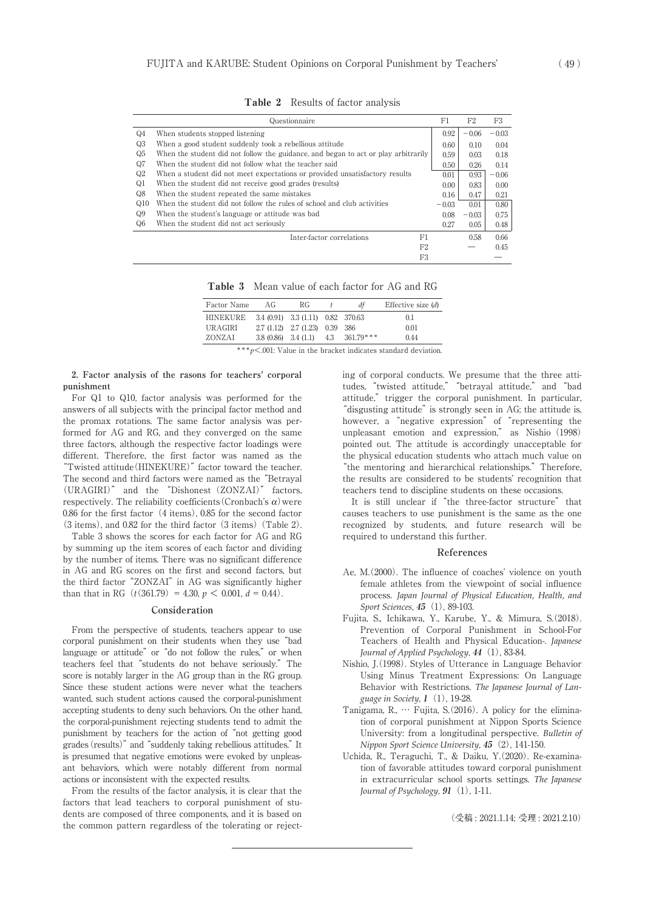**Table 2** Results of factor analysis

| | Questionnaire | F1 | F2 | F3 |
|---|---|---|---|---|
| Q4 | When students stopped listening | 0.92 | −0.06 | −0.03 |
| Q3 | When a good student suddenly took a rebellious attitude | 0.60 | 0.10 | 0.04 |
| Q5 | When the student did not follow the guidance, and began to act or play arbitrarily | 0.59 | 0.03 | 0.18 |
| Q7 | When the student did not follow what the teacher said | 0.50 | 0.26 | 0.14 |
| Q2 | When a student did not meet expectations or provided unsatisfactory results | 0.01 | 0.93 | −0.06 |
| Q1 | When the student did not receive good grades (results) | 0.00 | 0.83 | 0.00 |
| Q8 | When the student repeated the same mistakes | 0.16 | 0.47 | 0.21 |
| Q10 | When the student did not follow the rules of school and club activities | −0.03 | 0.01 | 0.80 |
| Q9 | When the student's language or attitude was bad | 0.08 | −0.03 | 0.75 |
| Q6 | When the student did not act seriously | 0.27 | 0.05 | 0.48 |
| | Inter-factor correlations F1 | | 0.58 | 0.66 |
| | F2 | | — | 0.45 |
| | F3 | | | — |

**Table 3** Mean value of each factor for AG and RG

| Factor Name | AG | RG | *t* | *df* | Effective size (*d*) |
|---|---|---|---|---|---|
| HINEKURE | 3.4 (0.91) | 3.3 (1.11) | 0.82 | 370.63 | 0.1 |
| URAGIRI | 2.7 (1.12) | 2.7 (1.23) | 0.39 | 386 | 0.01 |
| ZONZAI | 3.8 (0.86) | 3.4 (1.1) | 4.3 | 361.79*** | 0.44 |

***$p<.001$: Value in the bracket indicates standard deviation.

**2. Factor analysis of the rasons for teachers' corporal punishment**

For Q1 to Q10, factor analysis was performed for the answers of all subjects with the principal factor method and the promax rotations. The same factor analysis was performed for AG and RG, and they converged on the same three factors, although the respective factor loadings were different. Therefore, the first factor was named as the "Twisted attitude (HINEKURE)" factor toward the teacher. The second and third factors were named as the "Betrayal (URAGIRI)" and the "Dishonest (ZONZAI)" factors, respectively. The reliability coefficients (Cronbach's $\alpha$) were 0.86 for the first factor (4 items), 0.85 for the second factor (3 items), and 0.82 for the third factor (3 items) (Table 2).

Table 3 shows the scores for each factor for AG and RG by summing up the item scores of each factor and dividing by the number of items. There was no significant difference in AG and RG scores on the first and second factors, but the third factor "ZONZAI" in AG was significantly higher than that in RG ($t(361.79) = 4.30, p < 0.001, d = 0.44$).

## Consideration

From the perspective of students, teachers appear to use corporal punishment on their students when they use "bad language or attitude" or "do not follow the rules," or when teachers feel that "students do not behave seriously." The score is notably larger in the AG group than in the RG group. Since these student actions were never what the teachers wanted, such student actions caused the corporal-punishment accepting students to deny such behaviors. On the other hand, the corporal-punishment rejecting students tend to admit the punishment by teachers for the action of "not getting good grades (results)" and "suddenly taking rebellious attitudes." It is presumed that negative emotions were evoked by unpleasant behaviors, which were notably different from normal actions or inconsistent with the expected results.

From the results of the factor analysis, it is clear that the factors that lead teachers to corporal punishment of students are composed of three components, and it is based on the common pattern regardless of the tolerating or rejecting of corporal conducts. We presume that the three attitudes, "twisted attitude," "betrayal attitude," and "bad attitude," trigger the corporal punishment. In particular, "disgusting attitude" is strongly seen in AG; the attitude is, however, a "negative expression" of "representing the unpleasant emotion and expression," as Nishio (1998) pointed out. The attitude is accordingly unacceptable for the physical education students who attach much value on "the mentoring and hierarchical relationships." Therefore, the results are considered to be students' recognition that teachers tend to discipline students on these occasions.

It is still unclear if "the three-factor structure" that causes teachers to use punishment is the same as the one recognized by students, and future research will be required to understand this further.

## References

Ae, M. (2000). The influence of coaches' violence on youth female athletes from the viewpoint of social influence process. *Japan Journal of Physical Education, Health, and Sport Sciences*, ***45*** (1), 89-103.

Fujita, S., Ichikawa, Y., Karube, Y., & Mimura, S. (2018). Prevention of Corporal Punishment in School-For Teachers of Health and Physical Education-. *Japanese Journal of Applied Psychology*, ***44*** (1), 83-84.

Nishio, J. (1998). Styles of Utterance in Language Behavior Using Minus Treatment Expressions: On Language Behavior with Restrictions. *The Japanese Journal of Language in Society*, ***1*** (1), 19-28.

Tanigama, R., … Fujita, S. (2016). A policy for the elimination of corporal punishment at Nippon Sports Science University: from a longitudinal perspective. *Bulletin of Nippon Sport Science University*, ***45*** (2), 141-150.

Uchida, R., Teraguchi, T., & Daiku, Y. (2020). Re-examination of favorable attitudes toward corporal punishment in extracurricular school sports settings. *The Japanese Journal of Psychology*, ***91*** (1), 1-11.

(受稿：2021.1.14; 受理：2021.2.10)